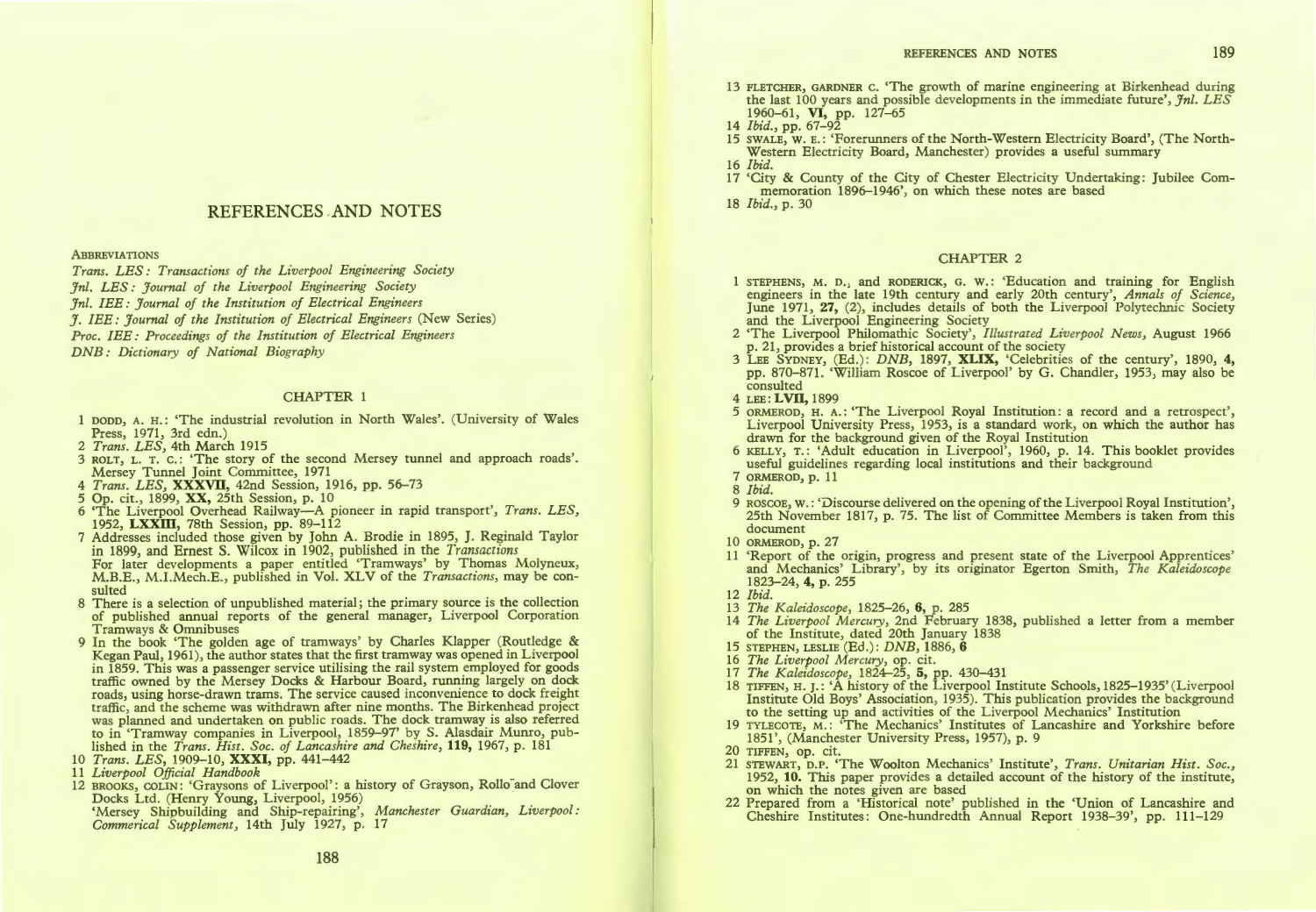# REFERENCES AND NOTES

ABBREVIATIONS

*Trans. LES: Transactions of the Liverpool Engineering Society*
*Jnl. LES: Journal of the Liverpool Engineering Society*
*Jnl. IEE: Journal of the Institution of Electrical Engineers*
*J. IEE: Journal of the Institution of Electrical Engineers* (New Series)
*Proc. IEE: Proceedings of the Institution of Electrical Engineers*
*DNB: Dictionary of National Biography*

## CHAPTER 1

1 DODD, A. H.: 'The industrial revolution in North Wales'. (University of Wales Press, 1971, 3rd edn.)
2 *Trans. LES,* 4th March 1915
3 ROLT, L. T. C.: 'The story of the second Mersey tunnel and approach roads'. Mersey Tunnel Joint Committee, 1971
4 *Trans. LES,* **XXXVII,** 42nd Session, 1916, pp. 56–73
5 Op. cit., 1899, **XX,** 25th Session, p. 10
6 'The Liverpool Overhead Railway—A pioneer in rapid transport', *Trans. LES,* 1952, **LXXIII,** 78th Session, pp. 89–112
7 Addresses included those given by John A. Brodie in 1895, J. Reginald Taylor in 1899, and Ernest S. Wilcox in 1902, published in the *Transactions*
For later developments a paper entitled 'Tramways' by Thomas Molyneux, M.B.E., M.I.Mech.E., published in Vol. XLV of the *Transactions,* may be consulted
8 There is a selection of unpublished material; the primary source is the collection of published annual reports of the general manager, Liverpool Corporation Tramways & Omnibuses
9 In the book 'The golden age of tramways' by Charles Klapper (Routledge & Kegan Paul, 1961), the author states that the first tramway was opened in Liverpool in 1859. This was a passenger service utilising the rail system employed for goods traffic owned by the Mersey Docks & Harbour Board, running largely on dock roads, using horse-drawn trams. The service caused inconvenience to dock freight traffic, and the scheme was withdrawn after nine months. The Birkenhead project was planned and undertaken on public roads. The dock tramway is also referred to in 'Tramway companies in Liverpool, 1859–97' by S. Alasdair Munro, published in the *Trans. Hist. Soc. of Lancashire and Cheshire,* **119,** 1967, p. 181
10 *Trans. LES,* 1909–10, **XXXI,** pp. 441–442
11 *Liverpool Official Handbook*
12 BROOKS, COLIN: 'Graysons of Liverpool': a history of Grayson, Rollo and Clover Docks Ltd. (Henry Young, Liverpool, 1956)
'Mersey Shipbuilding and Ship-repairing', *Manchester Guardian, Liverpool: Commerical Supplement,* 14th July 1927, p. 17
13 FLETCHER, GARDNER C. 'The growth of marine engineering at Birkenhead during the last 100 years and possible developments in the immediate future', *Jnl. LES* 1960–61, **VI,** pp. 127–65
14 *Ibid.,* pp. 67–92
15 SWALE, W. E.: 'Forerunners of the North-Western Electricity Board', (The North-Western Electricity Board, Manchester) provides a useful summary
16 *Ibid.*
17 'City & County of the City of Chester Electricity Undertaking: Jubilee Commemoration 1896–1946', on which these notes are based
18 *Ibid.,* p. 30

## CHAPTER 2

1 STEPHENS, M. D., and RODERICK, G. W.: 'Education and training for English engineers in the late 19th century and early 20th century', *Annals of Science,* June 1971, **27,** (2), includes details of both the Liverpool Polytechnic Society and the Liverpool Engineering Society
2 'The Liverpool Philomathic Society', *Illustrated Liverpool News,* August 1966 p. 21, provides a brief historical account of the society
3 LEE SYDNEY, (Ed.): *DNB,* 1897, **XLIX,** 'Celebrities of the century', 1890, **4,** pp. 870–871. 'William Roscoe of Liverpool' by G. Chandler, 1953, may also be consulted
4 LEE: **LVII,** 1899
5 ORMEROD, H. A.: 'The Liverpool Royal Institution: a record and a retrospect', Liverpool University Press, 1953, is a standard work, on which the author has drawn for the background given of the Royal Institution
6 KELLY, T.: 'Adult education in Liverpool', 1960, p. 14. This booklet provides useful guidelines regarding local institutions and their background
7 ORMEROD, p. 11
8 *Ibid.*
9 ROSCOE, W.: 'Discourse delivered on the opening of the Liverpool Royal Institution', 25th November 1817, p. 75. The list of Committee Members is taken from this document
10 ORMEROD, p. 27
11 'Report of the origin, progress and present state of the Liverpool Apprentices' and Mechanics' Library', by its originator Egerton Smith, *The Kaleidoscope* 1823–24, **4,** p. 255
12 *Ibid.*
13 *The Kaleidoscope,* 1825–26, **6,** p. 285
14 *The Liverpool Mercury,* 2nd February 1838, published a letter from a member of the Institute, dated 20th January 1838
15 STEPHEN, LESLIE (Ed.): *DNB,* 1886, **6**
16 *The Liverpool Mercury,* op. cit.
17 *The Kaleidoscope,* 1824–25, **5,** pp. 430–431
18 TIFFEN, H. J.: 'A history of the Liverpool Institute Schools, 1825–1935' (Liverpool Institute Old Boys' Association, 1935). This publication provides the background to the setting up and activities of the Liverpool Mechanics' Institution
19 TYLECOTE, M.: 'The Mechanics' Institutes of Lancashire and Yorkshire before 1851', (Manchester University Press, 1957), p. 9
20 TIFFEN, op. cit.
21 STEWART, D.P. 'The Woolton Mechanics' Institute', *Trans. Unitarian Hist. Soc.,* 1952, **10.** This paper provides a detailed account of the history of the institute, on which the notes given are based
22 Prepared from a 'Historical note' published in the 'Union of Lancashire and Cheshire Institutes: One-hundredth Annual Report 1938–39', pp. 111–129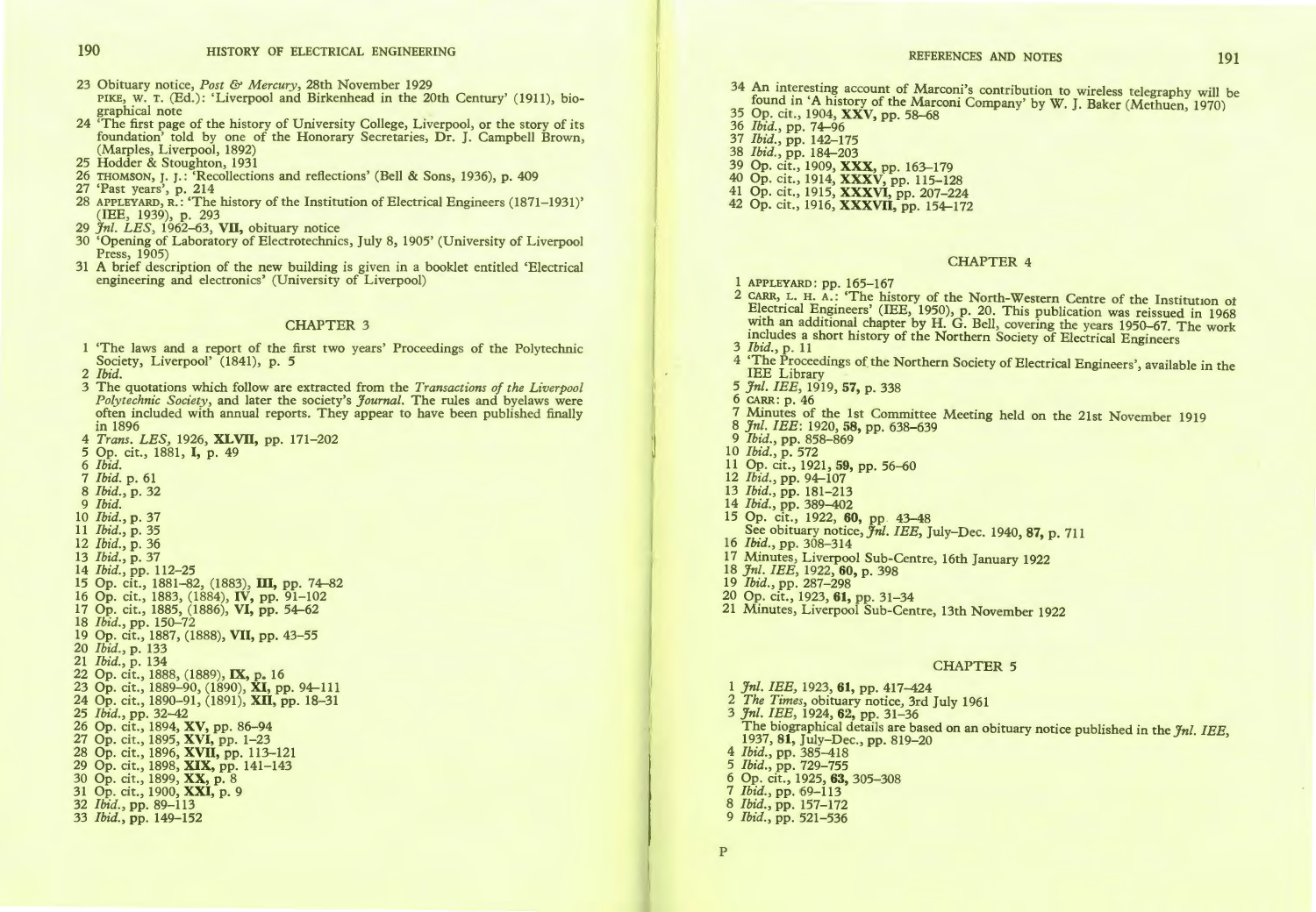23 Obituary notice, *Post & Mercury*, 28th November 1929
PIKE, W. T. (Ed.): 'Liverpool and Birkenhead in the 20th Century' (1911), biographical note

24 'The first page of the history of University College, Liverpool, or the story of its foundation' told by one of the Honorary Secretaries, Dr. J. Campbell Brown, (Marples, Liverpool, 1892)

25 Hodder & Stoughton, 1931

26 THOMSON, J. J.: 'Recollections and reflections' (Bell & Sons, 1936), p. 409

27 'Past years', p. 214

28 APPLEYARD, R.: 'The history of the Institution of Electrical Engineers (1871–1931)' (IEE, 1939), p. 293

29 *Jnl. LES*, 1962–63, **VII**, obituary notice

30 'Opening of Laboratory of Electrotechnics, July 8, 1905' (University of Liverpool Press, 1905)

31 A brief description of the new building is given in a booklet entitled 'Electrical engineering and electronics' (University of Liverpool)

## CHAPTER 3

1 'The laws and a report of the first two years' Proceedings of the Polytechnic Society, Liverpool' (1841), p. 5

2 *Ibid.*

3 The quotations which follow are extracted from the *Transactions of the Liverpool Polytechnic Society*, and later the society's *Journal*. The rules and byelaws were often included with annual reports. They appear to have been published finally in 1896

4 *Trans. LES*, 1926, **XLVII**, pp. 171–202

5 Op. cit., 1881, **I**, p. 49

6 *Ibid.*

7 *Ibid.* p. 61

8 *Ibid.*, p. 32

9 *Ibid.*

10 *Ibid.*, p. 37

11 *Ibid.*, p. 35

12 *Ibid.*, p. 36

13 *Ibid.*, p. 37

14 *Ibid.*, pp. 112–25

15 Op. cit., 1881–82, (1883), **III**, pp. 74–82

16 Op. cit., 1883, (1884), **IV**, pp. 91–102

17 Op. cit., 1885, (1886), **VI**, pp. 54–62

18 *Ibid.*, pp. 150–72

19 Op. cit., 1887, (1888), **VII**, pp. 43–55

20 *Ibid.*, p. 133

21 *Ibid.*, p. 134

22 Op. cit., 1888, (1889), **IX**, p. 16

23 Op. cit., 1889–90, (1890), **XI**, pp. 94–111

24 Op. cit., 1890–91, (1891), **XII**, pp. 18–31

25 *Ibid.*, pp. 32–42

26 Op. cit., 1894, **XV**, pp. 86–94

27 Op. cit., 1895, **XVI**, pp. 1–23

28 Op. cit., 1896, **XVII**, pp. 113–121

29 Op. cit., 1898, **XIX**, pp. 141–143

30 Op. cit., 1899, **XX**, p. 8

31 Op. cit., 1900, **XXI**, p. 9

32 *Ibid.*, pp. 89–113

33 *Ibid.*, pp. 149–152

34 An interesting account of Marconi's contribution to wireless telegraphy will be found in 'A history of the Marconi Company' by W. J. Baker (Methuen, 1970)

35 Op. cit., 1904, **XXV**, pp. 58–68

36 *Ibid.*, pp. 74–96

37 *Ibid.*, pp. 142–175

38 *Ibid.*, pp. 184–203

39 Op. cit., 1909, **XXX**, pp. 163–179

40 Op. cit., 1914, **XXXV**, pp. 115–128

41 Op. cit., 1915, **XXXVI**, pp. 207–224

42 Op. cit., 1916, **XXXVII**, pp. 154–172

## CHAPTER 4

1 APPLEYARD: pp. 165–167

2 CARR, L. H. A.: 'The history of the North-Western Centre of the Institution of Electrical Engineers' (IEE, 1950), p. 20. This publication was reissued in 1968 with an additional chapter by H. G. Bell, covering the years 1950–67. The work includes a short history of the Northern Society of Electrical Engineers

3 *Ibid.*, p. 11

4 'The Proceedings of the Northern Society of Electrical Engineers', available in the IEE Library

5 *Jnl. IEE*, 1919, **57**, p. 338

6 CARR: p. 46

7 Minutes of the 1st Committee Meeting held on the 21st November 1919

8 *Jnl. IEE*: 1920, **58**, pp. 638–639

9 *Ibid.*, pp. 858–869

10 *Ibid.*, p. 572

11 Op. cit., 1921, **59**, pp. 56–60

12 *Ibid.*, pp. 94–107

13 *Ibid.*, pp. 181–213

14 *Ibid.*, pp. 389–402

15 Op. cit., 1922, **60**, pp. 43–48
See obituary notice, *Jnl. IEE*, July–Dec. 1940, **87**, p. 711

16 *Ibid.*, pp. 308–314

17 Minutes, Liverpool Sub-Centre, 16th January 1922

18 *Jnl. IEE*, 1922, **60**, p. 398

19 *Ibid.*, pp. 287–298

20 Op. cit., 1923, **61**, pp. 31–34

21 Minutes, Liverpool Sub-Centre, 13th November 1922

## CHAPTER 5

1 *Jnl. IEE*, 1923, **61**, pp. 417–424

2 *The Times*, obituary notice, 3rd July 1961

3 *Jnl. IEE*, 1924, **62**, pp. 31–36
The biographical details are based on an obituary notice published in the *Jnl. IEE*, 1937, **81**, July–Dec., pp. 819–20

4 *Ibid.*, pp. 385–418

5 *Ibid.*, pp. 729–755

6 Op. cit., 1925, **63**, 305–308

7 *Ibid.*, pp. 69–113

8 *Ibid.*, pp. 157–172

9 *Ibid.*, pp. 521–536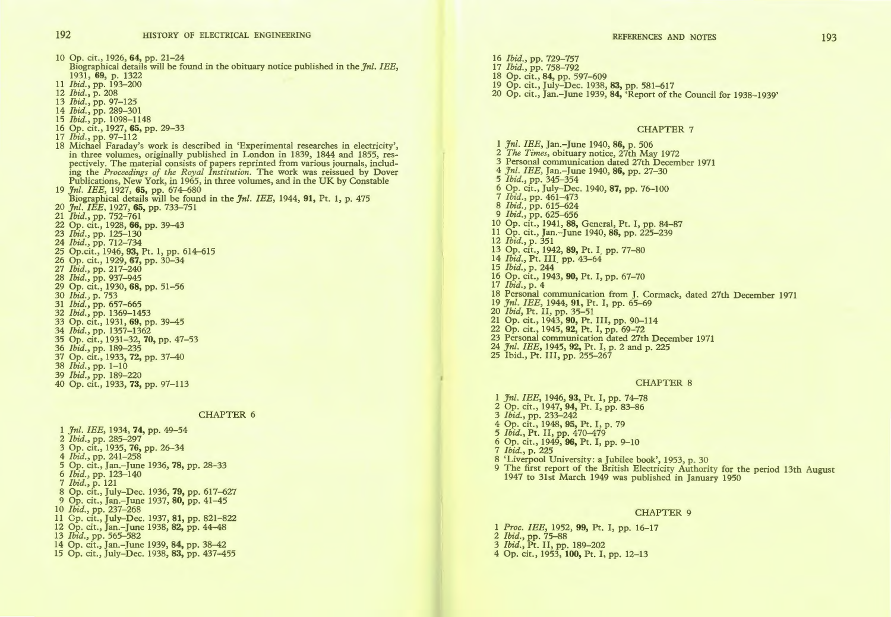10 Op. cit., 1926, **64**, pp. 21–24
Biographical details will be found in the obituary notice published in the *Jnl. IEE*, 1931, **69**, p. 1322
11 *Ibid.*, pp. 193–200
12 *Ibid.*, p. 208
13 *Ibid.*, pp. 97–125
14 *Ibid.*, pp. 289–301
15 *Ibid.*, pp. 1098–1148
16 Op. cit., 1927, **65**, pp. 29–33
17 *Ibid.*, pp. 97–112
18 Michael Faraday's work is described in 'Experimental researches in electricity', in three volumes, originally published in London in 1839, 1844 and 1855, respectively. The material consists of papers reprinted from various journals, including the *Proceedings of the Royal Institution*. The work was reissued by Dover Publications, New York, in 1965, in three volumes, and in the UK by Constable
19 *Jnl. IEE*, 1927, **65**, pp. 674–680
Biographical details will be found in the *Jnl. IEE*, 1944, **91**, Pt. 1, p. 475
20 *Jnl. IEE*, 1927, **65**, pp. 733–751
21 *Ibid.*, pp. 752–761
22 Op. cit., 1928, **66**, pp. 39–43
23 *Ibid.*, pp. 125–130
24 *Ibid.*, pp. 712–734
25 Op.cit., 1946, **93**, Pt. 1, pp. 614–615
26 Op. cit., 1929, **67**, pp. 30–34
27 *Ibid.*, pp. 217–240
28 *Ibid.*, pp. 937–945
29 Op. cit., 1930, **68**, pp. 51–56
30 *Ibid.*, p. 753
31 *Ibid.*, pp. 657–665
32 *Ibid.*, pp. 1369–1453
33 Op. cit., 1931, **69**, pp. 39–45
34 *Ibid.*, pp. 1357–1362
35 Op. cit., 1931–32, **70**, pp. 47–53
36 *Ibid.*, pp. 189–235
37 Op. cit., 1933, **72**, pp. 37–40
38 *Ibid.*, pp. 1–10
39 *Ibid.*, pp. 189–220
40 Op. cit., 1933, **73**, pp. 97–113

## CHAPTER 6

1 *Jnl. IEE*, 1934, **74**, pp. 49–54
2 *Ibid.*, pp. 285–297
3 Op. cit., 1935, **76**, pp. 26–34
4 *Ibid.*, pp. 241–258
5 Op. cit., Jan.–June 1936, **78**, pp. 28–33
6 *Ibid.*, pp. 123–140
7 *Ibid.*, p. 121
8 Op. cit., July–Dec. 1936, **79**, pp. 617–627
9 Op. cit., Jan.–June 1937, **80**, pp. 41–45
10 *Ibid.*, pp. 237–268
11 Op. cit., July–Dec. 1937, **81**, pp. 821–822
12 Op. cit., Jan.–June 1938, **82**, pp. 44–48
13 *Ibid.*, pp. 565–582
14 Op. cit., Jan.–June 1939, **84**, pp. 38–42
15 Op. cit., July–Dec. 1938, **83**, pp. 437–455
16 *Ibid.*, pp. 729–757
17 *Ibid.*, pp. 758–792
18 Op. cit., **84**, pp. 597–609
19 Op. cit., July–Dec. 1938, **83**, pp. 581–617
20 Op. cit., Jan.–June 1939, **84**, 'Report of the Council for 1938–1939'

## CHAPTER 7

1 *Jnl. IEE*, Jan.–June 1940, **86**, p. 506
2 *The Times*, obituary notice, 27th May 1972
3 Personal communication dated 27th December 1971
4 *Jnl. IEE*, Jan.–June 1940, **86**, pp. 27–30
5 *Ibid.*, pp. 345–354
6 Op. cit., July–Dec. 1940, **87**, pp. 76–100
7 *Ibid.*, pp. 461–473
8 *Ibid.*, pp. 615–624
9 *Ibid.*, pp. 625–656
10 Op. cit., 1941, **88**, General, Pt. I, pp. 84–87
11 Op. cit., Jan.–June 1940, **86**, pp. 225–239
12 *Ibid.*, p. 351
13 Op. cit., 1942, **89**, Pt. I, pp. 77–80
14 *Ibid.*, Pt. III, pp. 43–64
15 *Ibid.*, p. 244
16 Op. cit., 1943, **90**, Pt. I, pp. 67–70
17 *Ibid.*, p. 4
18 Personal communication from J. Cormack, dated 27th December 1971
19 *Jnl. IEE*, 1944, **91**, Pt. I, pp. 65–69
20 *Ibid*, Pt. II, pp. 35–51
21 Op. cit., 1943, **90**, Pt. III, pp. 90–114
22 Op. cit., 1945, **92**, Pt. I, pp. 69–72
23 Personal communication dated 27th December 1971
24 *Jnl. IEE*, 1945, **92**, Pt. I, p. 2 and p. 225
25 Ibid., Pt. III, pp. 255–267

## CHAPTER 8

1 *Jnl. IEE*, 1946, **93**, Pt. I, pp. 74–78
2 Op. cit., 1947, **94**, Pt. I, pp. 83–86
3 *Ibid.*, pp. 233–242
4 Op. cit., 1948, **95**, Pt. I, p. 79
5 *Ibid.*, Pt. II, pp. 470–479
6 Op. cit., 1949, **96**, Pt. I, pp. 9–10
7 *Ibid.*, p. 225
8 'Liverpool University: a Jubilee book', 1953, p. 30
9 The first report of the British Electricity Authority for the period 13th August 1947 to 31st March 1949 was published in January 1950

## CHAPTER 9

1 *Proc. IEE*, 1952, **99**, Pt. I, pp. 16–17
2 *Ibid.*, pp. 75–88
3 *Ibid.*, Pt. II, pp. 189–202
4 Op. cit., 1953, **100**, Pt. I, pp. 12–13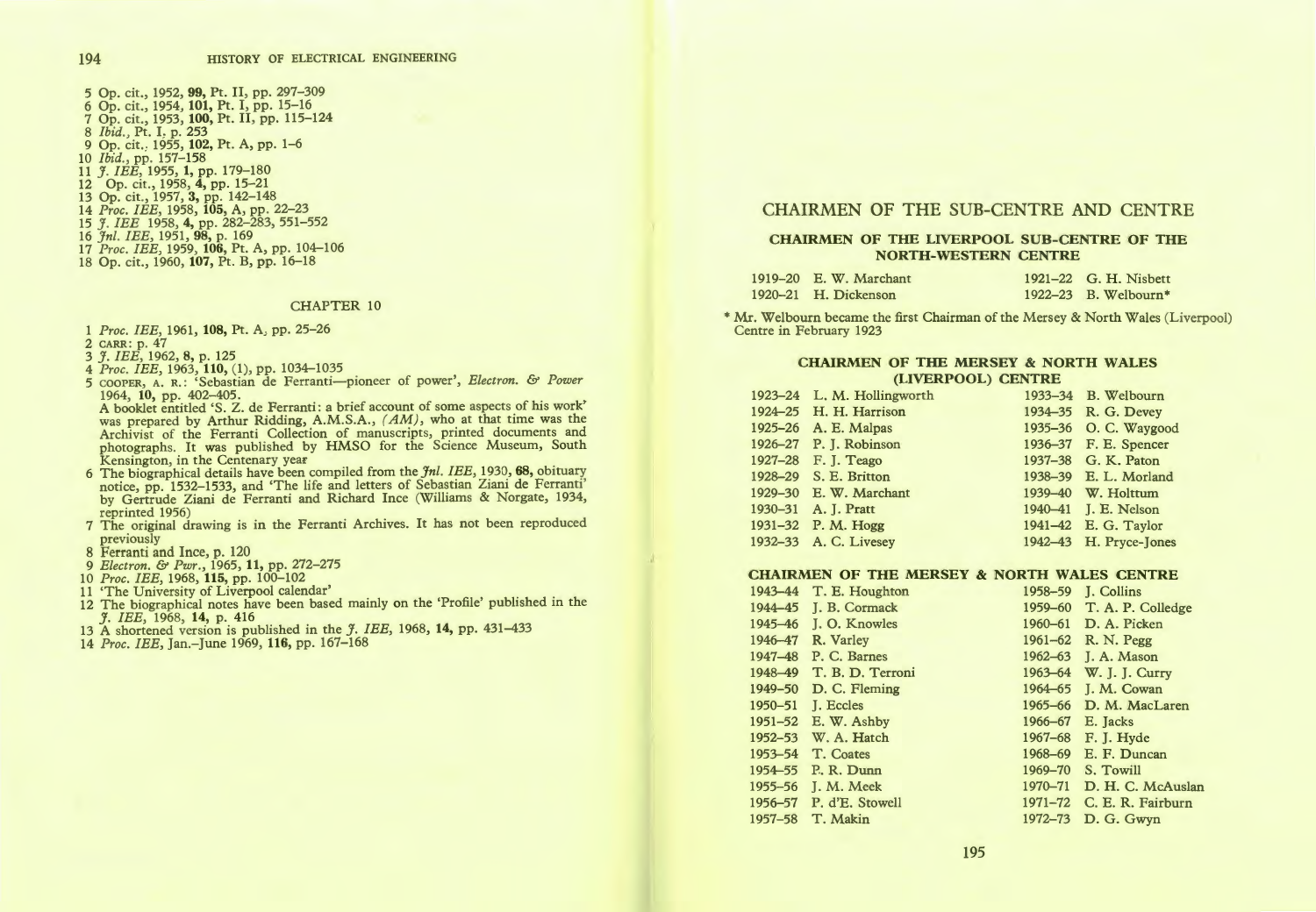5 Op. cit., 1952, **99**, Pt. II, pp. 297–309
6 Op. cit., 1954, **101**, Pt. I, pp. 15–16
7 Op. cit., 1953, **100**, Pt. II, pp. 115–124
8 *Ibid.*, Pt. I. p. 253
9 Op. cit., 1955, **102**, Pt. A, pp. 1–6
10 *Ibid.*, pp. 157–158
11 *J. IEE*, 1955, **1**, pp. 179–180
12 Op. cit., 1958, **4**, pp. 15–21
13 Op. cit., 1957, **3**, pp. 142–148
14 *Proc. IEE*, 1958, **105**, A, pp. 22–23
15 *J. IEE* 1958, **4**, pp. 282–283, 551–552
16 *Jnl. IEE*, 1951, **98**, p. 169
17 *Proc. IEE*, 1959, **106**, Pt. A, pp. 104–106
18 Op. cit., 1960, **107**, Pt. B, pp. 16–18

### CHAPTER 10

1 *Proc. IEE*, 1961, **108**, Pt. A, pp. 25–26
2 CARR: p. 47
3 *J. IEE*, 1962, **8**, p. 125
4 *Proc. IEE*, 1963, **110**, (1), pp. 1034–1035
5 COOPER, A. R.: 'Sebastian de Ferranti—pioneer of power', *Electron. & Power* 1964, **10**, pp. 402–405.
A booklet entitled 'S. Z. de Ferranti: a brief account of some aspects of his work' was prepared by Arthur Ridding, A.M.S.A., *(AM)*, who at that time was the Archivist of the Ferranti Collection of manuscripts, printed documents and photographs. It was published by HMSO for the Science Museum, South Kensington, in the Centenary year
6 The biographical details have been compiled from the *Jnl. IEE*, 1930, **68**, obituary notice, pp. 1532–1533, and 'The life and letters of Sebastian Ziani de Ferranti' by Gertrude Ziani de Ferranti and Richard Ince (Williams & Norgate, 1934, reprinted 1956)
7 The original drawing is in the Ferranti Archives. It has not been reproduced previously
8 Ferranti and Ince, p. 120
9 *Electron. & Pwr.*, 1965, **11**, pp. 272–275
10 *Proc. IEE*, 1968, **115**, pp. 100–102
11 'The University of Liverpool calendar'
12 The biographical notes have been based mainly on the 'Profile' published in the *J. IEE*, 1968, **14**, p. 416
13 A shortened version is published in the *J. IEE*, 1968, **14**, pp. 431–433
14 *Proc. IEE*, Jan.–June 1969, **116**, pp. 167–168

# CHAIRMEN OF THE SUB-CENTRE AND CENTRE

## CHAIRMEN OF THE LIVERPOOL SUB-CENTRE OF THE NORTH-WESTERN CENTRE

| | | | |
|---|---|---|---|
| 1919–20 | E. W. Marchant | 1921–22 | G. H. Nisbett |
| 1920–21 | H. Dickenson | 1922–23 | B. Welbourn* |

\* Mr. Welbourn became the first Chairman of the Mersey & North Wales (Liverpool) Centre in February 1923

## CHAIRMEN OF THE MERSEY & NORTH WALES (LIVERPOOL) CENTRE

| | | | |
|---|---|---|---|
| 1923–24 | L. M. Hollingworth | 1933–34 | B. Welbourn |
| 1924–25 | H. H. Harrison | 1934–35 | R. G. Devey |
| 1925–26 | A. E. Malpas | 1935–36 | O. C. Waygood |
| 1926–27 | P. J. Robinson | 1936–37 | F. E. Spencer |
| 1927–28 | F. J. Teago | 1937–38 | G. K. Paton |
| 1928–29 | S. E. Britton | 1938–39 | E. L. Morland |
| 1929–30 | E. W. Marchant | 1939–40 | W. Holttum |
| 1930–31 | A. J. Pratt | 1940–41 | J. E. Nelson |
| 1931–32 | P. M. Hogg | 1941–42 | E. G. Taylor |
| 1932–33 | A. C. Livesey | 1942–43 | H. Pryce-Jones |

## CHAIRMEN OF THE MERSEY & NORTH WALES CENTRE

| | | | |
|---|---|---|---|
| 1943–44 | T. E. Houghton | 1958–59 | J. Collins |
| 1944–45 | J. B. Cormack | 1959–60 | T. A. P. Colledge |
| 1945–46 | J. O. Knowles | 1960–61 | D. A. Picken |
| 1946–47 | R. Varley | 1961–62 | R. N. Pegg |
| 1947–48 | P. C. Barnes | 1962–63 | J. A. Mason |
| 1948–49 | T. B. D. Terroni | 1963–64 | W. J. J. Curry |
| 1949–50 | D. C. Fleming | 1964–65 | J. M. Cowan |
| 1950–51 | J. Eccles | 1965–66 | D. M. MacLaren |
| 1951–52 | E. W. Ashby | 1966–67 | E. Jacks |
| 1952–53 | W. A. Hatch | 1967–68 | F. J. Hyde |
| 1953–54 | T. Coates | 1968–69 | E. F. Duncan |
| 1954–55 | P. R. Dunn | 1969–70 | S. Towill |
| 1955–56 | J. M. Meek | 1970–71 | D. H. C. McAuslan |
| 1956–57 | P. d'E. Stowell | 1971–72 | C. E. R. Fairburn |
| 1957–58 | T. Makin | 1972–73 | D. G. Gwyn |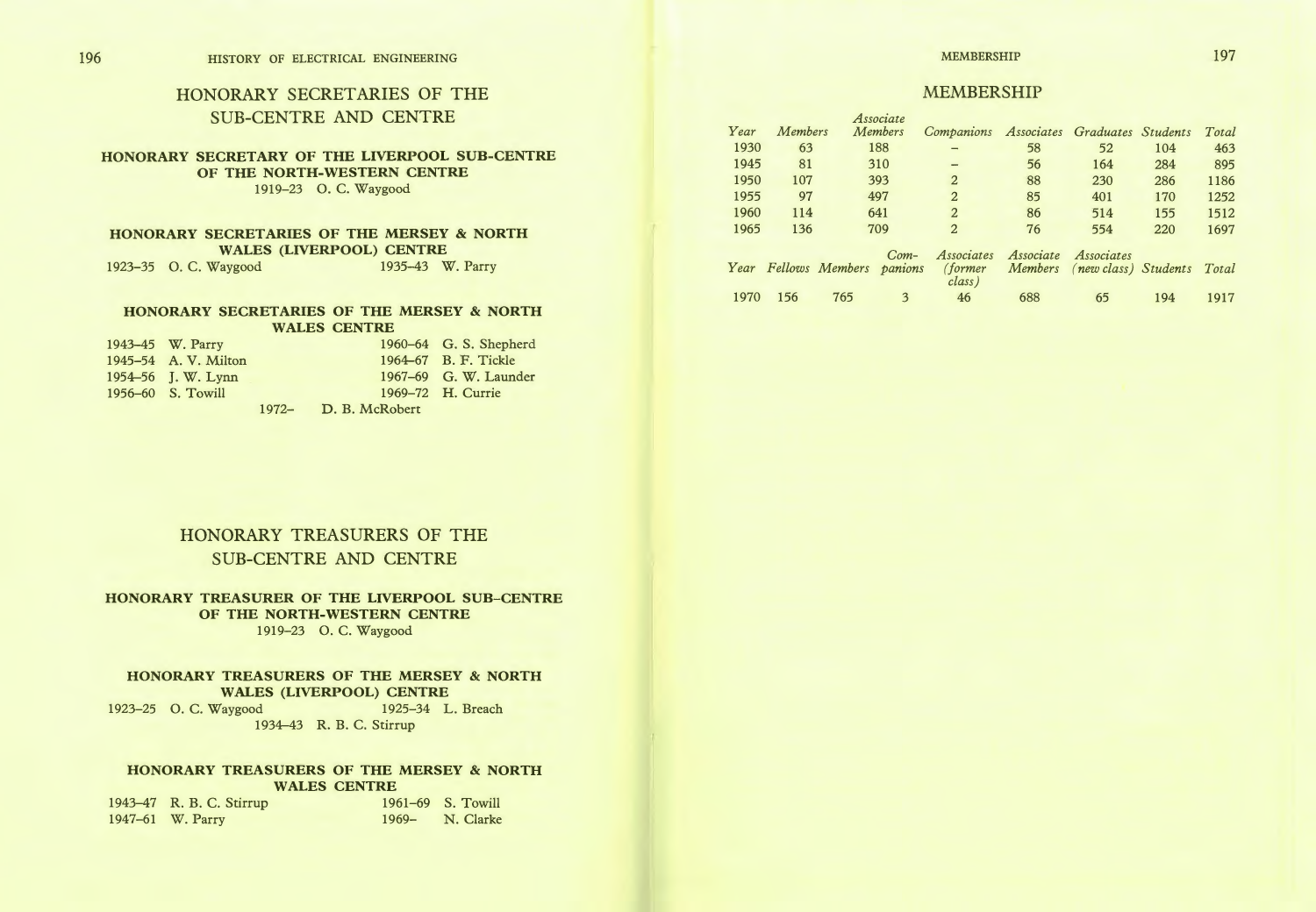# HONORARY SECRETARIES OF THE SUB-CENTRE AND CENTRE

### HONORARY SECRETARY OF THE LIVERPOOL SUB-CENTRE OF THE NORTH-WESTERN CENTRE

1919–23 O. C. Waygood

### HONORARY SECRETARIES OF THE MERSEY & NORTH WALES (LIVERPOOL) CENTRE

1923–35 O. C. Waygood
1935–43 W. Parry

### HONORARY SECRETARIES OF THE MERSEY & NORTH WALES CENTRE

1943–45 W. Parry
1945–54 A. V. Milton
1954–56 J. W. Lynn
1956–60 S. Towill
1960–64 G. S. Shepherd
1964–67 B. F. Tickle
1967–69 G. W. Launder
1969–72 H. Currie
1972– D. B. McRobert

# HONORARY TREASURERS OF THE SUB-CENTRE AND CENTRE

### HONORARY TREASURER OF THE LIVERPOOL SUB-CENTRE OF THE NORTH-WESTERN CENTRE

1919–23 O. C. Waygood

### HONORARY TREASURERS OF THE MERSEY & NORTH WALES (LIVERPOOL) CENTRE

1923–25 O. C. Waygood
1925–34 L. Breach
1934–43 R. B. C. Stirrup

### HONORARY TREASURERS OF THE MERSEY & NORTH WALES CENTRE

1943–47 R. B. C. Stirrup
1947–61 W. Parry
1961–69 S. Towill
1969– N. Clarke

# MEMBERSHIP

| *Year* | *Members* | *Associate Members* | *Companions* | *Associates* | *Graduates* | *Students* | *Total* |
|---|---|---|---|---|---|---|---|
| 1930 | 63 | 188 | – | 58 | 52 | 104 | 463 |
| 1945 | 81 | 310 | – | 56 | 164 | 284 | 895 |
| 1950 | 107 | 393 | 2 | 88 | 230 | 286 | 1186 |
| 1955 | 97 | 497 | 2 | 85 | 401 | 170 | 1252 |
| 1960 | 114 | 641 | 2 | 86 | 514 | 155 | 1512 |
| 1965 | 136 | 709 | 2 | 76 | 554 | 220 | 1697 |

| *Year* | *Fellows* | *Members* | *Com-panions* | *Associates (former class)* | *Associate Members* | *Associates (new class)* | *Students* | *Total* |
|---|---|---|---|---|---|---|---|---|
| 1970 | 156 | 765 | 3 | 46 | 688 | 65 | 194 | 1917 |